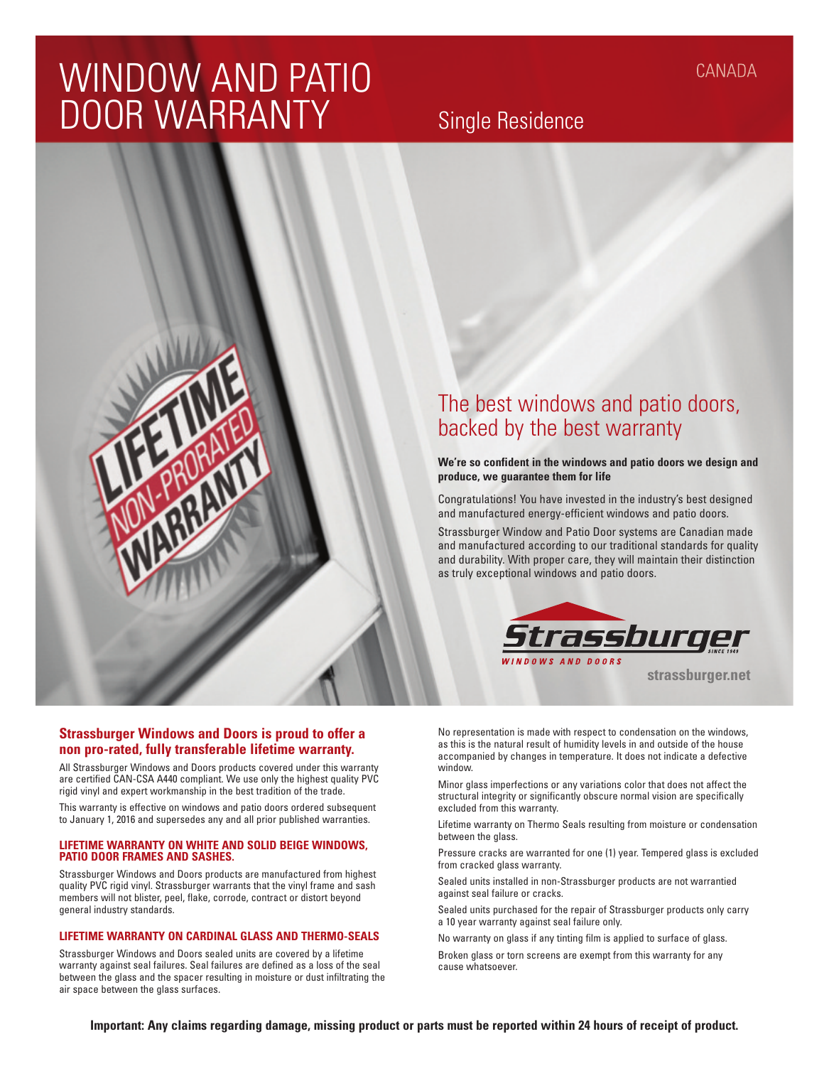# WINDOW AND PATIO DOOR WARRANTY

CANADA

Single Residence

LIFETIME NON-PRORATED WARRANTY

## The best windows and patio doors, backed by the best warranty

**We're so confident in the windows and patio doors we design and produce, we guarantee them for life**

Congratulations! You have invested in the industry's best designed and manufactured energy-efficient windows and patio doors.

Strassburger Window and Patio Door systems are Canadian made and manufactured according to our traditional standards for quality and durability. With proper care, they will maintain their distinction as truly exceptional windows and patio doors.

Strassburger SINCE 1949 WINDOWS AND DOORS

strassburger.net

### Strassburger Windows and Doors is proud to offer a non pro-rated, fully transferable lifetime warranty.

All Strassburger Windows and Doors products covered under this warranty are certified CAN-CSA A440 compliant. We use only the highest quality PVC rigid vinyl and expert workmanship in the best tradition of the trade.

This warranty is effective on windows and patio doors ordered subsequent to January 1, 2016 and supersedes any and all prior published warranties.

#### LIFETIME WARRANTY ON WHITE AND SOLID BEIGE WINDOWS, PATIO DOOR FRAMES AND SASHES.

Strassburger Windows and Doors products are manufactured from highest quality PVC rigid vinyl. Strassburger warrants that the vinyl frame and sash members will not blister, peel, flake, corrode, contract or distort beyond general industry standards.

#### LIFETIME WARRANTY ON CARDINAL GLASS AND THERMO-SEALS

Strassburger Windows and Doors sealed units are covered by a lifetime warranty against seal failures. Seal failures are defined as a loss of the seal between the glass and the spacer resulting in moisture or dust infiltrating the air space between the glass surfaces.

No representation is made with respect to condensation on the windows, as this is the natural result of humidity levels in and outside of the house accompanied by changes in temperature. It does not indicate a defective window.

Minor glass imperfections or any variations color that does not affect the structural integrity or significantly obscure normal vision are specifically excluded from this warranty.

Lifetime warranty on Thermo Seals resulting from moisture or condensation between the glass.

Pressure cracks are warranted for one (1) year. Tempered glass is excluded from cracked glass warranty.

Sealed units installed in non-Strassburger products are not warrantied against seal failure or cracks.

Sealed units purchased for the repair of Strassburger products only carry a 10 year warranty against seal failure only.

No warranty on glass if any tinting film is applied to surface of glass.

Broken glass or torn screens are exempt from this warranty for any cause whatsoever.

**Important: Any claims regarding damage, missing product or parts must be reported within 24 hours of receipt of product.**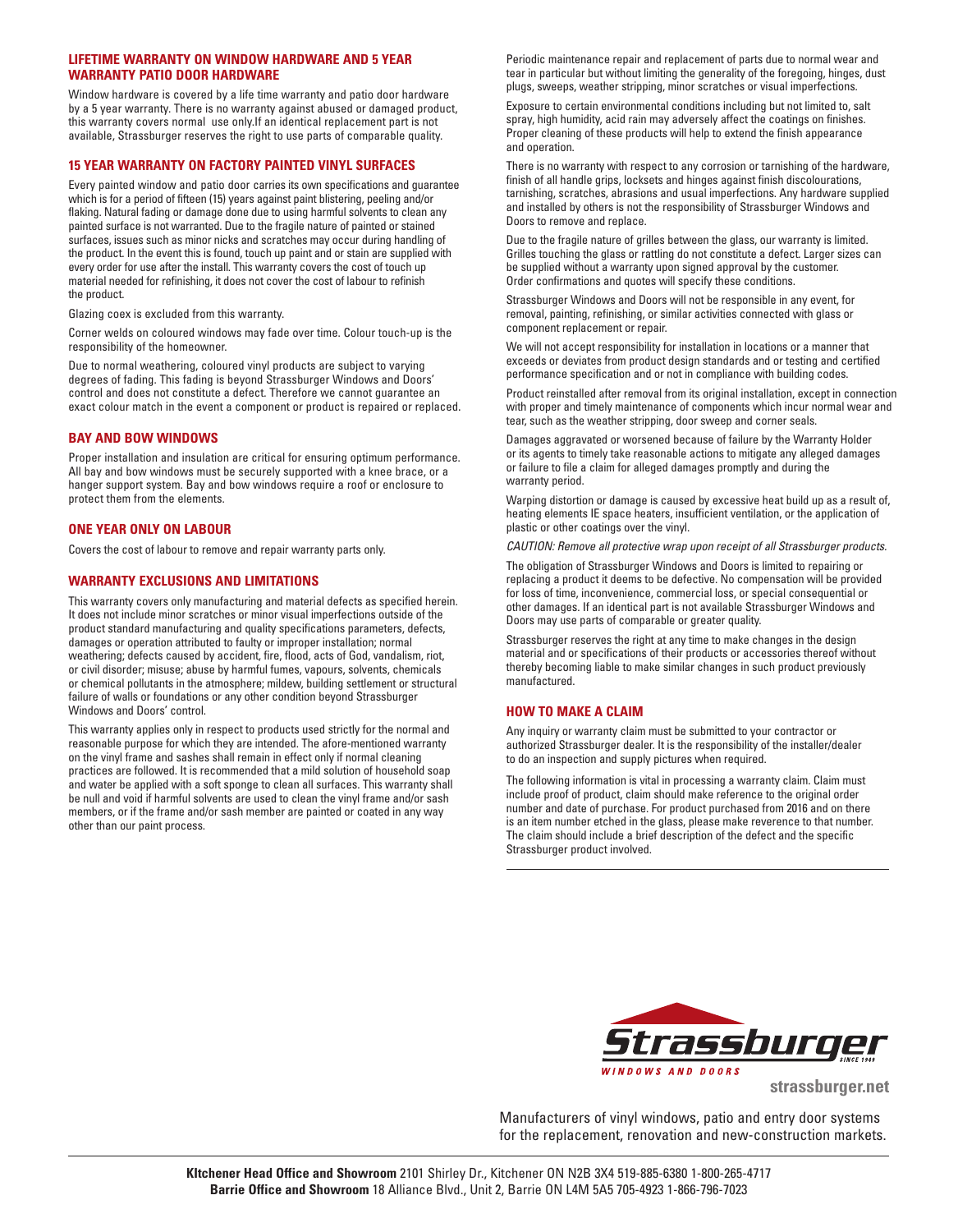## LIFETIME WARRANTY ON WINDOW HARDWARE AND 5 YEAR WARRANTY PATIO DOOR HARDWARE

Window hardware is covered by a life time warranty and patio door hardware by a 5 year warranty. There is no warranty against abused or damaged product, this warranty covers normal use only.If an identical replacement part is not available, Strassburger reserves the right to use parts of comparable quality.

## 15 YEAR WARRANTY ON FACTORY PAINTED VINYL SURFACES

Every painted window and patio door carries its own specifications and guarantee which is for a period of fifteen (15) years against paint blistering, peeling and/or flaking. Natural fading or damage done due to using harmful solvents to clean any painted surface is not warranted. Due to the fragile nature of painted or stained surfaces, issues such as minor nicks and scratches may occur during handling of the product. In the event this is found, touch up paint and or stain are supplied with every order for use after the install. This warranty covers the cost of touch up material needed for refinishing, it does not cover the cost of labour to refinish the product.

Glazing coex is excluded from this warranty.

Corner welds on coloured windows may fade over time. Colour touch-up is the responsibility of the homeowner.

Due to normal weathering, coloured vinyl products are subject to varying degrees of fading. This fading is beyond Strassburger Windows and Doors' control and does not constitute a defect. Therefore we cannot guarantee an exact colour match in the event a component or product is repaired or replaced.

## BAY AND BOW WINDOWS

Proper installation and insulation are critical for ensuring optimum performance. All bay and bow windows must be securely supported with a knee brace, or a hanger support system. Bay and bow windows require a roof or enclosure to protect them from the elements.

## ONE YEAR ONLY ON LABOUR

Covers the cost of labour to remove and repair warranty parts only.

## WARRANTY EXCLUSIONS AND LIMITATIONS

This warranty covers only manufacturing and material defects as specified herein. It does not include minor scratches or minor visual imperfections outside of the product standard manufacturing and quality specifications parameters, defects, damages or operation attributed to faulty or improper installation; normal weathering; defects caused by accident, fire, flood, acts of God, vandalism, riot, or civil disorder; misuse; abuse by harmful fumes, vapours, solvents, chemicals or chemical pollutants in the atmosphere; mildew, building settlement or structural failure of walls or foundations or any other condition beyond Strassburger Windows and Doors' control.

This warranty applies only in respect to products used strictly for the normal and reasonable purpose for which they are intended. The afore-mentioned warranty on the vinyl frame and sashes shall remain in effect only if normal cleaning practices are followed. It is recommended that a mild solution of household soap and water be applied with a soft sponge to clean all surfaces. This warranty shall be null and void if harmful solvents are used to clean the vinyl frame and/or sash members, or if the frame and/or sash member are painted or coated in any way other than our paint process.

Periodic maintenance repair and replacement of parts due to normal wear and tear in particular but without limiting the generality of the foregoing, hinges, dust plugs, sweeps, weather stripping, minor scratches or visual imperfections.

Exposure to certain environmental conditions including but not limited to, salt spray, high humidity, acid rain may adversely affect the coatings on finishes. Proper cleaning of these products will help to extend the finish appearance and operation.

There is no warranty with respect to any corrosion or tarnishing of the hardware, finish of all handle grips, locksets and hinges against finish discolourations, tarnishing, scratches, abrasions and usual imperfections. Any hardware supplied and installed by others is not the responsibility of Strassburger Windows and Doors to remove and replace.

Due to the fragile nature of grilles between the glass, our warranty is limited. Grilles touching the glass or rattling do not constitute a defect. Larger sizes can be supplied without a warranty upon signed approval by the customer. Order confirmations and quotes will specify these conditions.

Strassburger Windows and Doors will not be responsible in any event, for removal, painting, refinishing, or similar activities connected with glass or component replacement or repair.

We will not accept responsibility for installation in locations or a manner that exceeds or deviates from product design standards and or testing and certified performance specification and or not in compliance with building codes.

Product reinstalled after removal from its original installation, except in connection with proper and timely maintenance of components which incur normal wear and tear, such as the weather stripping, door sweep and corner seals.

Damages aggravated or worsened because of failure by the Warranty Holder or its agents to timely take reasonable actions to mitigate any alleged damages or failure to file a claim for alleged damages promptly and during the warranty period.

Warping distortion or damage is caused by excessive heat build up as a result of, heating elements IE space heaters, insufficient ventilation, or the application of plastic or other coatings over the vinyl.

*CAUTION: Remove all protective wrap upon receipt of all Strassburger products.*

The obligation of Strassburger Windows and Doors is limited to repairing or replacing a product it deems to be defective. No compensation will be provided for loss of time, inconvenience, commercial loss, or special consequential or other damages. If an identical part is not available Strassburger Windows and Doors may use parts of comparable or greater quality.

Strassburger reserves the right at any time to make changes in the design material and or specifications of their products or accessories thereof without thereby becoming liable to make similar changes in such product previously manufactured.

## HOW TO MAKE A CLAIM

Any inquiry or warranty claim must be submitted to your contractor or authorized Strassburger dealer. It is the responsibility of the installer/dealer to do an inspection and supply pictures when required.

The following information is vital in processing a warranty claim. Claim must include proof of product, claim should make reference to the original order number and date of purchase. For product purchased from 2016 and on there is an item number etched in the glass, please make reverence to that number. The claim should include a brief description of the defect and the specific Strassburger product involved.

Strassburger
WINDOWS AND DOORS
SINCE 1949

strassburger.net

Manufacturers of vinyl windows, patio and entry door systems for the replacement, renovation and new-construction markets.

**KItchener Head Office and Showroom** 2101 Shirley Dr., Kitchener ON N2B 3X4 519-885-6380 1-800-265-4717
**Barrie Office and Showroom** 18 Alliance Blvd., Unit 2, Barrie ON L4M 5A5 705-4923 1-866-796-7023